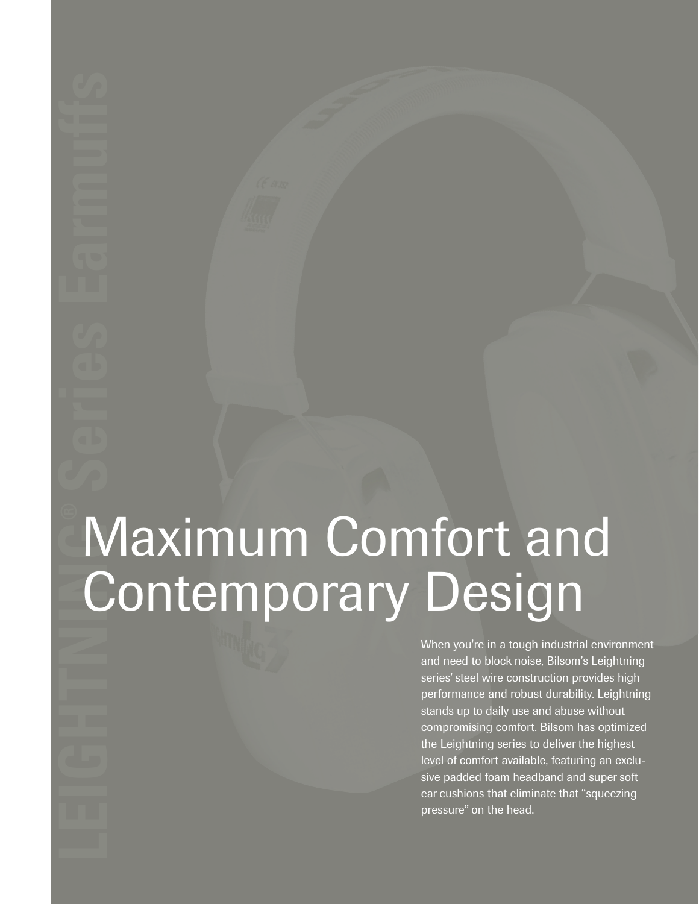LEIGHTNING® Series Earmuffs

# Maximum Comfort and Contemporary Design

When you're in a tough industrial environment and need to block noise, Bilsom's Leightning series' steel wire construction provides high performance and robust durability. Leightning stands up to daily use and abuse without compromising comfort. Bilsom has optimized the Leightning series to deliver the highest level of comfort available, featuring an exclusive padded foam headband and super soft ear cushions that eliminate that "squeezing pressure" on the head.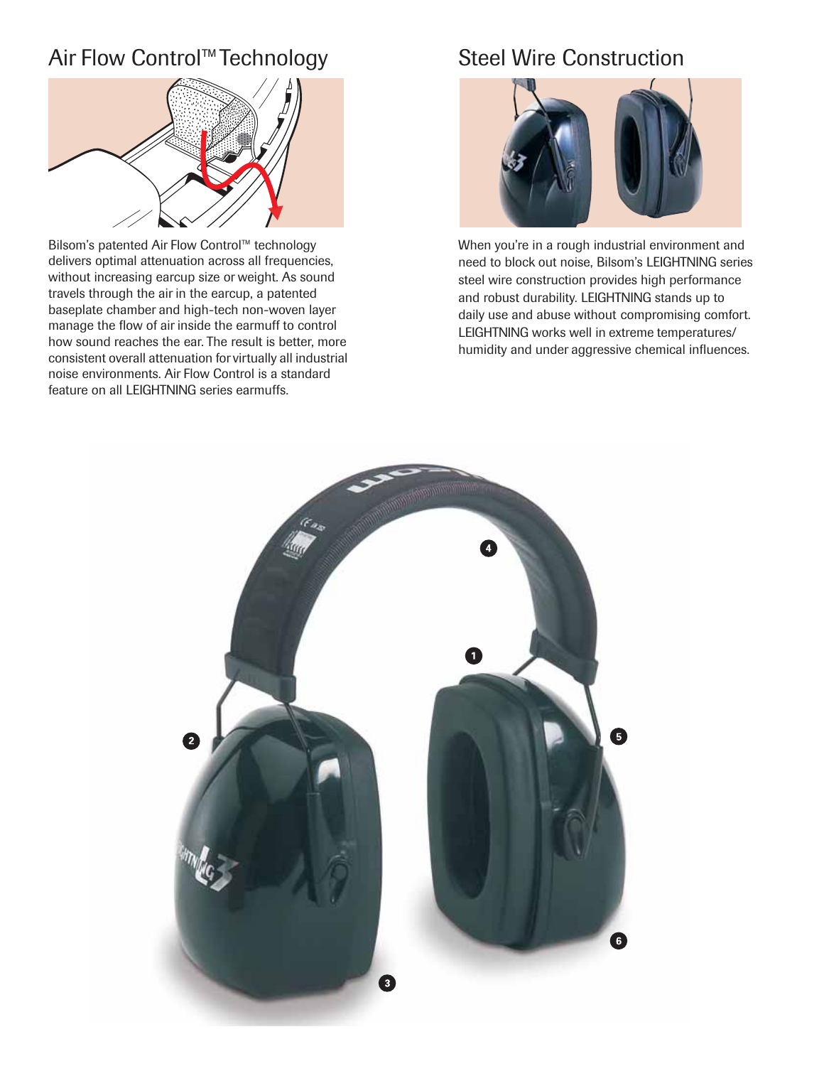## Air Flow Control™ Technology

Bilsom's patented Air Flow Control™ technology delivers optimal attenuation across all frequencies, without increasing earcup size or weight. As sound travels through the air in the earcup, a patented baseplate chamber and high-tech non-woven layer manage the flow of air inside the earmuff to control how sound reaches the ear. The result is better, more consistent overall attenuation for virtually all industrial noise environments. Air Flow Control is a standard feature on all LEIGHTNING series earmuffs.

## Steel Wire Construction

When you're in a rough industrial environment and need to block out noise, Bilsom's LEIGHTNING series steel wire construction provides high performance and robust durability. LEIGHTNING stands up to daily use and abuse without compromising comfort. LEIGHTNING works well in extreme temperatures/humidity and under aggressive chemical influences.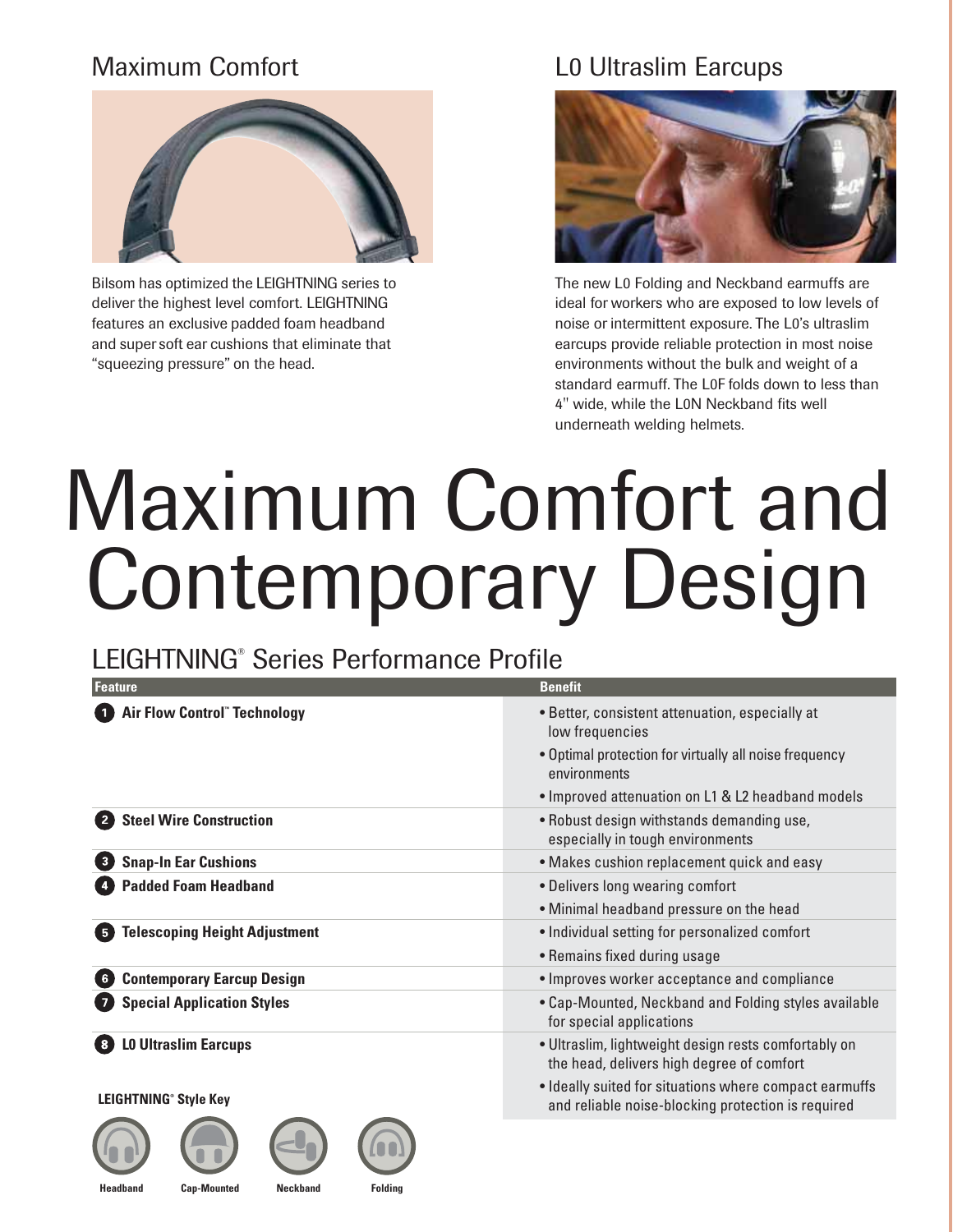## Maximum Comfort

Bilsom has optimized the LEIGHTNING series to deliver the highest level comfort. LEIGHTNING features an exclusive padded foam headband and super soft ear cushions that eliminate that "squeezing pressure" on the head.

## L0 Ultraslim Earcups

The new L0 Folding and Neckband earmuffs are ideal for workers who are exposed to low levels of noise or intermittent exposure. The L0's ultraslim earcups provide reliable protection in most noise environments without the bulk and weight of a standard earmuff. The L0F folds down to less than 4" wide, while the L0N Neckband fits well underneath welding helmets.

# Maximum Comfort and Contemporary Design

## LEIGHTNING® Series Performance Profile

| Feature | Benefit |
|---|---|
| 1 **Air Flow Control™ Technology** | • Better, consistent attenuation, especially at low frequencies<br>• Optimal protection for virtually all noise frequency environments<br>• Improved attenuation on L1 & L2 headband models |
| 2 **Steel Wire Construction** | • Robust design withstands demanding use, especially in tough environments |
| 3 **Snap-In Ear Cushions** | • Makes cushion replacement quick and easy |
| 4 **Padded Foam Headband** | • Delivers long wearing comfort<br>• Minimal headband pressure on the head |
| 5 **Telescoping Height Adjustment** | • Individual setting for personalized comfort<br>• Remains fixed during usage |
| 6 **Contemporary Earcup Design** | • Improves worker acceptance and compliance |
| 7 **Special Application Styles** | • Cap-Mounted, Neckband and Folding styles available for special applications |
| 8 **L0 Ultraslim Earcups** | • Ultraslim, lightweight design rests comfortably on the head, delivers high degree of comfort<br>• Ideally suited for situations where compact earmuffs and reliable noise-blocking protection is required |

**LEIGHTNING® Style Key**

Headband | Cap-Mounted | Neckband | Folding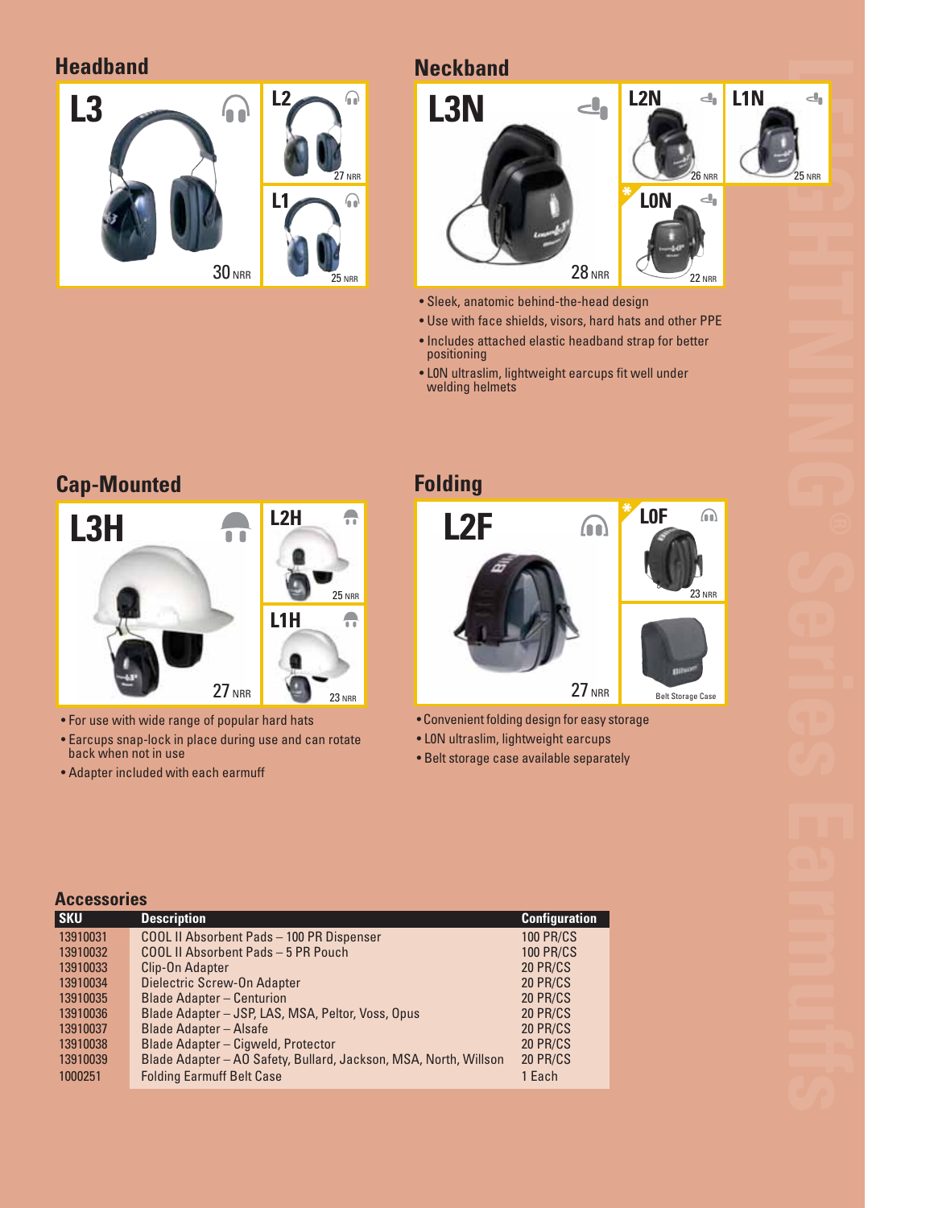## Headband

**L3** 30 NRR

**L2** 27 NRR

**L1** 25 NRR

## Neckband

**L3N** 28 NRR

**L2N** 26 NRR

**L1N** 25 NRR

**L0N** 22 NRR

- Sleek, anatomic behind-the-head design
- Use with face shields, visors, hard hats and other PPE
- Includes attached elastic headband strap for better positioning
- L0N ultraslim, lightweight earcups fit well under welding helmets

## Cap-Mounted

**L3H** 27 NRR

**L2H** 25 NRR

**L1H** 23 NRR

- For use with wide range of popular hard hats
- Earcups snap-lock in place during use and can rotate back when not in use
- Adapter included with each earmuff

## Folding

**L2F** 27 NRR

**L0F** 23 NRR

Belt Storage Case

- Convenient folding design for easy storage
- L0N ultraslim, lightweight earcups
- Belt storage case available separately

## Accessories

| SKU | Description | Configuration |
|---|---|---|
| 13910031 | COOL II Absorbent Pads – 100 PR Dispenser | 100 PR/CS |
| 13910032 | COOL II Absorbent Pads – 5 PR Pouch | 100 PR/CS |
| 13910033 | Clip-On Adapter | 20 PR/CS |
| 13910034 | Dielectric Screw-On Adapter | 20 PR/CS |
| 13910035 | Blade Adapter – Centurion | 20 PR/CS |
| 13910036 | Blade Adapter – JSP, LAS, MSA, Peltor, Voss, Opus | 20 PR/CS |
| 13910037 | Blade Adapter – Alsafe | 20 PR/CS |
| 13910038 | Blade Adapter – Cigweld, Protector | 20 PR/CS |
| 13910039 | Blade Adapter – AO Safety, Bullard, Jackson, MSA, North, Willson | 20 PR/CS |
| 1000251 | Folding Earmuff Belt Case | 1 Each |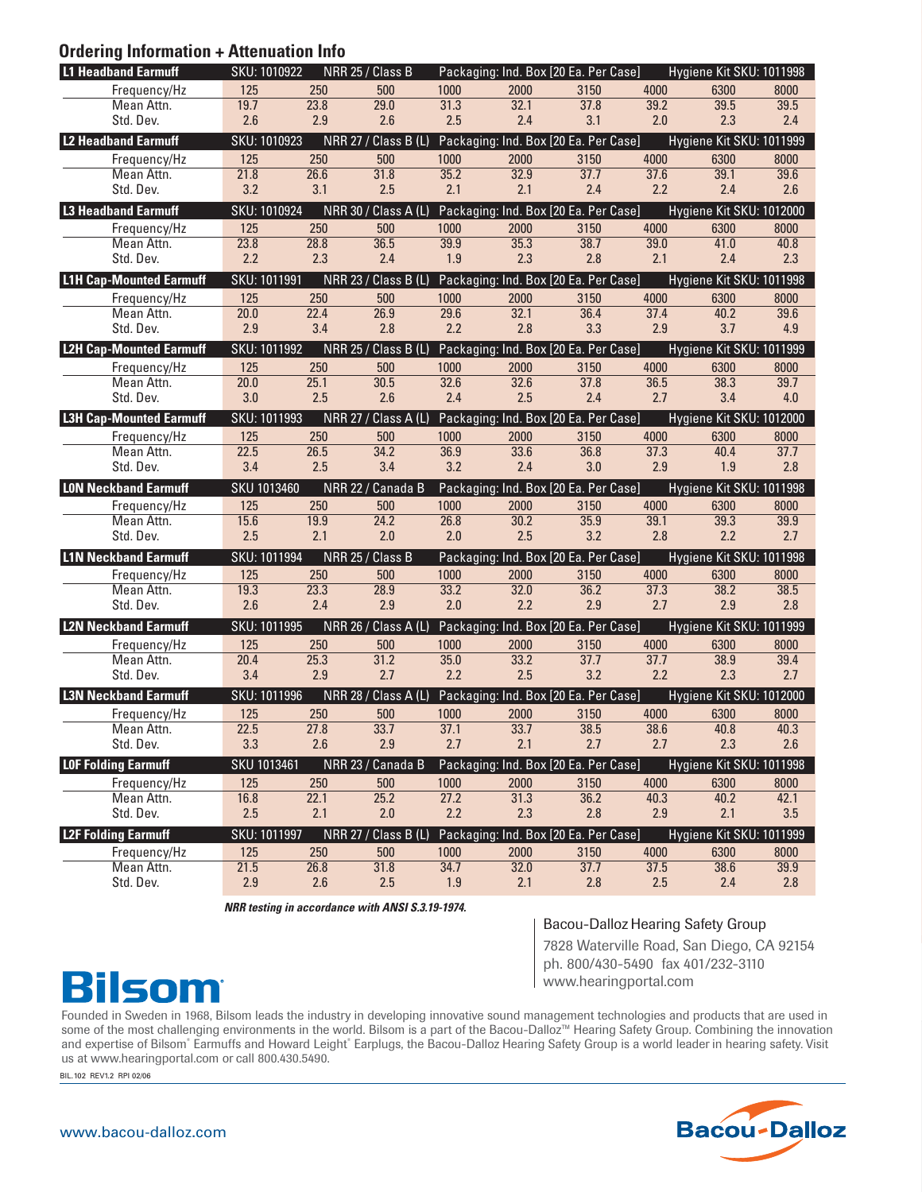## Ordering Information + Attenuation Info

| **L1 Headband Earmuff** | SKU: 1010922 | NRR 25 / Class B | Packaging: Ind. Box [20 Ea. Per Case] | | | | Hygiene Kit SKU: 1011998 | | |
|---|---|---|---|---|---|---|---|---|---|
| Frequency/Hz | 125 | 250 | 500 | 1000 | 2000 | 3150 | 4000 | 6300 | 8000 |
| Mean Attn. | 19.7 | 23.8 | 29.0 | 31.3 | 32.1 | 37.8 | 39.2 | 39.5 | 39.5 |
| Std. Dev. | 2.6 | 2.9 | 2.6 | 2.5 | 2.4 | 3.1 | 2.0 | 2.3 | 2.4 |
| **L2 Headband Earmuff** | SKU: 1010923 | NRR 27 / Class B (L) | Packaging: Ind. Box [20 Ea. Per Case] | | | | Hygiene Kit SKU: 1011999 | | |
| Frequency/Hz | 125 | 250 | 500 | 1000 | 2000 | 3150 | 4000 | 6300 | 8000 |
| Mean Attn. | 21.8 | 26.6 | 31.8 | 35.2 | 32.9 | 37.7 | 37.6 | 39.1 | 39.6 |
| Std. Dev. | 3.2 | 3.1 | 2.5 | 2.1 | 2.1 | 2.4 | 2.2 | 2.4 | 2.6 |
| **L3 Headband Earmuff** | SKU: 1010924 | NRR 30 / Class A (L) | Packaging: Ind. Box [20 Ea. Per Case] | | | | Hygiene Kit SKU: 1012000 | | |
| Frequency/Hz | 125 | 250 | 500 | 1000 | 2000 | 3150 | 4000 | 6300 | 8000 |
| Mean Attn. | 23.8 | 28.8 | 36.5 | 39.9 | 35.3 | 38.7 | 39.0 | 41.0 | 40.8 |
| Std. Dev. | 2.2 | 2.3 | 2.4 | 1.9 | 2.3 | 2.8 | 2.1 | 2.4 | 2.3 |
| **L1H Cap-Mounted Earmuff** | SKU: 1011991 | NRR 23 / Class B (L) | Packaging: Ind. Box [20 Ea. Per Case] | | | | Hygiene Kit SKU: 1011998 | | |
| Frequency/Hz | 125 | 250 | 500 | 1000 | 2000 | 3150 | 4000 | 6300 | 8000 |
| Mean Attn. | 20.0 | 22.4 | 26.9 | 29.6 | 32.1 | 36.4 | 37.4 | 40.2 | 39.6 |
| Std. Dev. | 2.9 | 3.4 | 2.8 | 2.2 | 2.8 | 3.3 | 2.9 | 3.7 | 4.9 |
| **L2H Cap-Mounted Earmuff** | SKU: 1011992 | NRR 25 / Class B (L) | Packaging: Ind. Box [20 Ea. Per Case] | | | | Hygiene Kit SKU: 1011999 | | |
| Frequency/Hz | 125 | 250 | 500 | 1000 | 2000 | 3150 | 4000 | 6300 | 8000 |
| Mean Attn. | 20.0 | 25.1 | 30.5 | 32.6 | 32.6 | 37.8 | 36.5 | 38.3 | 39.7 |
| Std. Dev. | 3.0 | 2.5 | 2.6 | 2.4 | 2.5 | 2.4 | 2.7 | 3.4 | 4.0 |
| **L3H Cap-Mounted Earmuff** | SKU: 1011993 | NRR 27 / Class A (L) | Packaging: Ind. Box [20 Ea. Per Case] | | | | Hygiene Kit SKU: 1012000 | | |
| Frequency/Hz | 125 | 250 | 500 | 1000 | 2000 | 3150 | 4000 | 6300 | 8000 |
| Mean Attn. | 22.5 | 26.5 | 34.2 | 36.9 | 33.6 | 36.8 | 37.3 | 40.4 | 37.7 |
| Std. Dev. | 3.4 | 2.5 | 3.4 | 3.2 | 2.4 | 3.0 | 2.9 | 1.9 | 2.8 |
| **L0N Neckband Earmuff** | SKU 1013460 | NRR 22 / Canada B | Packaging: Ind. Box [20 Ea. Per Case] | | | | Hygiene Kit SKU: 1011998 | | |
| Frequency/Hz | 125 | 250 | 500 | 1000 | 2000 | 3150 | 4000 | 6300 | 8000 |
| Mean Attn. | 15.6 | 19.9 | 24.2 | 26.8 | 30.2 | 35.9 | 39.1 | 39.3 | 39.9 |
| Std. Dev. | 2.5 | 2.1 | 2.0 | 2.0 | 2.5 | 3.2 | 2.8 | 2.2 | 2.7 |
| **L1N Neckband Earmuff** | SKU: 1011994 | NRR 25 / Class B | Packaging: Ind. Box [20 Ea. Per Case] | | | | Hygiene Kit SKU: 1011998 | | |
| Frequency/Hz | 125 | 250 | 500 | 1000 | 2000 | 3150 | 4000 | 6300 | 8000 |
| Mean Attn. | 19.3 | 23.3 | 28.9 | 33.2 | 32.0 | 36.2 | 37.3 | 38.2 | 38.5 |
| Std. Dev. | 2.6 | 2.4 | 2.9 | 2.0 | 2.2 | 2.9 | 2.7 | 2.9 | 2.8 |
| **L2N Neckband Earmuff** | SKU: 1011995 | NRR 26 / Class A (L) | Packaging: Ind. Box [20 Ea. Per Case] | | | | Hygiene Kit SKU: 1011999 | | |
| Frequency/Hz | 125 | 250 | 500 | 1000 | 2000 | 3150 | 4000 | 6300 | 8000 |
| Mean Attn. | 20.4 | 25.3 | 31.2 | 35.0 | 33.2 | 37.7 | 37.7 | 38.9 | 39.4 |
| Std. Dev. | 3.4 | 2.9 | 2.7 | 2.2 | 2.5 | 3.2 | 2.2 | 2.3 | 2.7 |
| **L3N Neckband Earmuff** | SKU: 1011996 | NRR 28 / Class A (L) | Packaging: Ind. Box [20 Ea. Per Case] | | | | Hygiene Kit SKU: 1012000 | | |
| Frequency/Hz | 125 | 250 | 500 | 1000 | 2000 | 3150 | 4000 | 6300 | 8000 |
| Mean Attn. | 22.5 | 27.8 | 33.7 | 37.1 | 33.7 | 38.5 | 38.6 | 40.8 | 40.3 |
| Std. Dev. | 3.3 | 2.6 | 2.9 | 2.7 | 2.1 | 2.7 | 2.7 | 2.3 | 2.6 |
| **L0F Folding Earmuff** | SKU 1013461 | NRR 23 / Canada B | Packaging: Ind. Box [20 Ea. Per Case] | | | | Hygiene Kit SKU: 1011998 | | |
| Frequency/Hz | 125 | 250 | 500 | 1000 | 2000 | 3150 | 4000 | 6300 | 8000 |
| Mean Attn. | 16.8 | 22.1 | 25.2 | 27.2 | 31.3 | 36.2 | 40.3 | 40.2 | 42.1 |
| Std. Dev. | 2.5 | 2.1 | 2.0 | 2.2 | 2.3 | 2.8 | 2.9 | 2.1 | 3.5 |
| **L2F Folding Earmuff** | SKU: 1011997 | NRR 27 / Class B (L) | Packaging: Ind. Box [20 Ea. Per Case] | | | | Hygiene Kit SKU: 1011999 | | |
| Frequency/Hz | 125 | 250 | 500 | 1000 | 2000 | 3150 | 4000 | 6300 | 8000 |
| Mean Attn. | 21.5 | 26.8 | 31.8 | 34.7 | 32.0 | 37.7 | 37.5 | 38.6 | 39.9 |
| Std. Dev. | 2.9 | 2.6 | 2.5 | 1.9 | 2.1 | 2.8 | 2.5 | 2.4 | 2.8 |

***NRR testing in accordance with ANSI S.3.19-1974.***

Bacou-Dalloz Hearing Safety Group
7828 Waterville Road, San Diego, CA 92154
ph. 800/430-5490 fax 401/232-3110
www.hearingportal.com

**Bilsom**®

Founded in Sweden in 1968, Bilsom leads the industry in developing innovative sound management technologies and products that are used in some of the most challenging environments in the world. Bilsom is a part of the Bacou-Dalloz™ Hearing Safety Group. Combining the innovation and expertise of Bilsom® Earmuffs and Howard Leight® Earplugs, the Bacou-Dalloz Hearing Safety Group is a world leader in hearing safety. Visit us at www.hearingportal.com or call 800.430.5490.

BIL.102 REV1.2 RPI 02/06

www.bacou-dalloz.com

Bacou-Dalloz